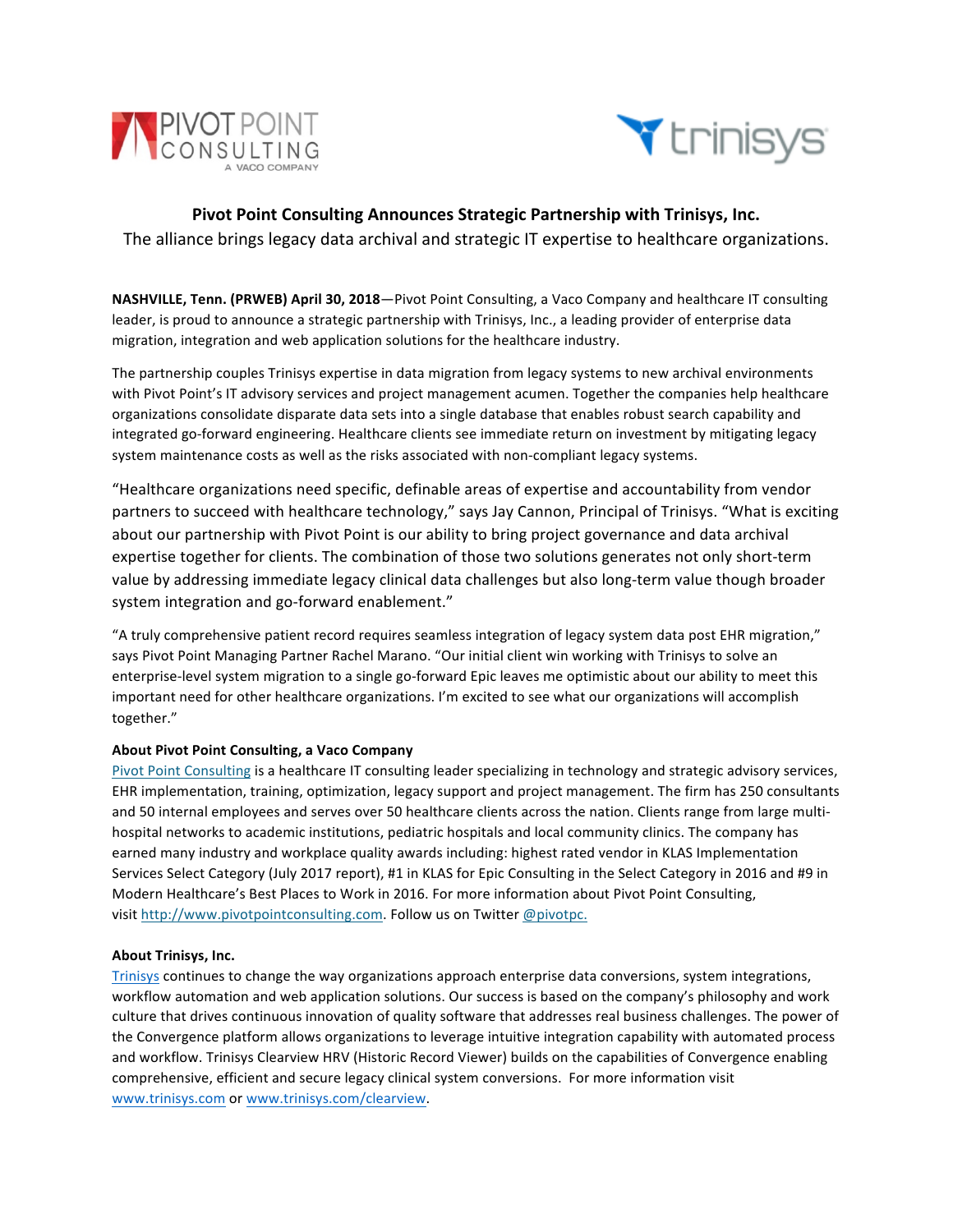# Pivot Point Consulting Announces Strategic Partnership with Trinisys, Inc.

The alliance brings legacy data archival and strategic IT expertise to healthcare organizations.

**NASHVILLE, Tenn. (PRWEB) April 30, 2018**—Pivot Point Consulting, a Vaco Company and healthcare IT consulting leader, is proud to announce a strategic partnership with Trinisys, Inc., a leading provider of enterprise data migration, integration and web application solutions for the healthcare industry.

The partnership couples Trinisys expertise in data migration from legacy systems to new archival environments with Pivot Point's IT advisory services and project management acumen. Together the companies help healthcare organizations consolidate disparate data sets into a single database that enables robust search capability and integrated go-forward engineering. Healthcare clients see immediate return on investment by mitigating legacy system maintenance costs as well as the risks associated with non-compliant legacy systems.

"Healthcare organizations need specific, definable areas of expertise and accountability from vendor partners to succeed with healthcare technology," says Jay Cannon, Principal of Trinisys. "What is exciting about our partnership with Pivot Point is our ability to bring project governance and data archival expertise together for clients. The combination of those two solutions generates not only short-term value by addressing immediate legacy clinical data challenges but also long-term value though broader system integration and go-forward enablement."

"A truly comprehensive patient record requires seamless integration of legacy system data post EHR migration," says Pivot Point Managing Partner Rachel Marano. "Our initial client win working with Trinisys to solve an enterprise-level system migration to a single go-forward Epic leaves me optimistic about our ability to meet this important need for other healthcare organizations. I'm excited to see what our organizations will accomplish together."

**About Pivot Point Consulting, a Vaco Company**

Pivot Point Consulting is a healthcare IT consulting leader specializing in technology and strategic advisory services, EHR implementation, training, optimization, legacy support and project management. The firm has 250 consultants and 50 internal employees and serves over 50 healthcare clients across the nation. Clients range from large multi-hospital networks to academic institutions, pediatric hospitals and local community clinics. The company has earned many industry and workplace quality awards including: highest rated vendor in KLAS Implementation Services Select Category (July 2017 report), #1 in KLAS for Epic Consulting in the Select Category in 2016 and #9 in Modern Healthcare's Best Places to Work in 2016. For more information about Pivot Point Consulting, visit http://www.pivotpointconsulting.com. Follow us on Twitter @pivotpc.

**About Trinisys, Inc.**

Trinisys continues to change the way organizations approach enterprise data conversions, system integrations, workflow automation and web application solutions. Our success is based on the company's philosophy and work culture that drives continuous innovation of quality software that addresses real business challenges. The power of the Convergence platform allows organizations to leverage intuitive integration capability with automated process and workflow. Trinisys Clearview HRV (Historic Record Viewer) builds on the capabilities of Convergence enabling comprehensive, efficient and secure legacy clinical system conversions. For more information visit www.trinisys.com or www.trinisys.com/clearview.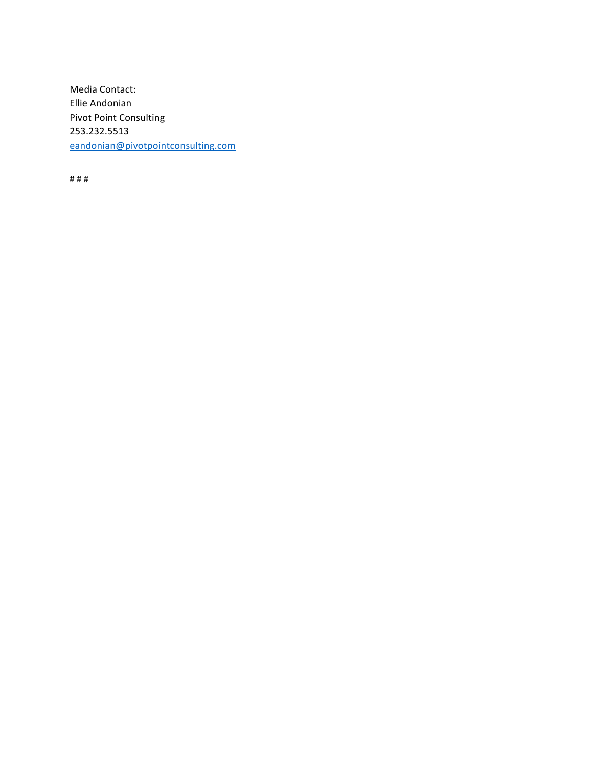Media Contact:
Ellie Andonian
Pivot Point Consulting
253.232.5513
eandonian@pivotpointconsulting.com

# # #